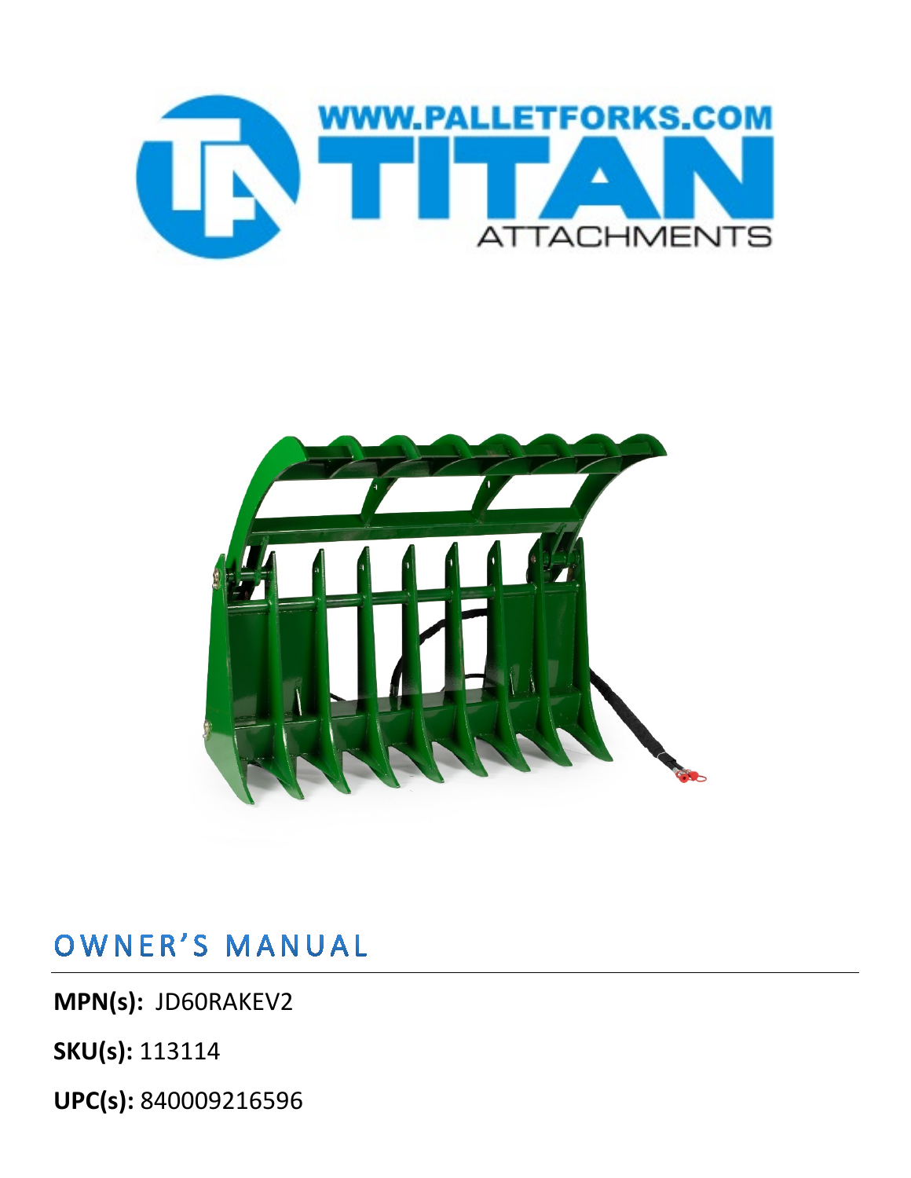WWW.PALLETFORKS.COM

TITAN

ATTACHMENTS

# OWNER'S MANUAL

**MPN(s):** JD60RAKEV2

**SKU(s):** 113114

**UPC(s):** 840009216596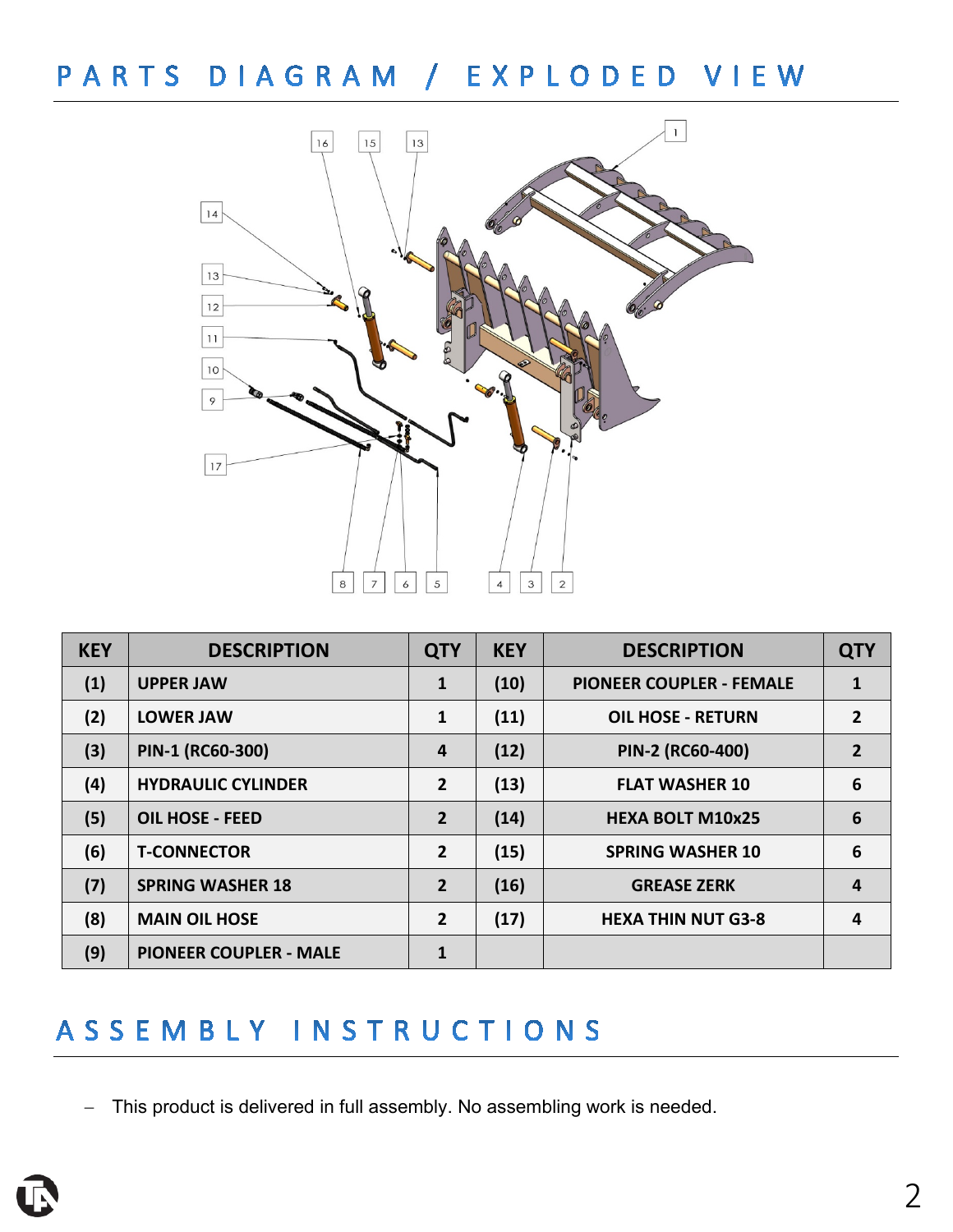# PARTS DIAGRAM / EXPLODED VIEW

16
15
13
1
14
13
12
11
10
9
17
8
7
6
5
4
3
2

| KEY | DESCRIPTION | QTY | KEY | DESCRIPTION | QTY |
|---|---|---|---|---|---|
| (1) | UPPER JAW | 1 | (10) | PIONEER COUPLER - FEMALE | 1 |
| (2) | LOWER JAW | 1 | (11) | OIL HOSE - RETURN | 2 |
| (3) | PIN-1 (RC60-300) | 4 | (12) | PIN-2 (RC60-400) | 2 |
| (4) | HYDRAULIC CYLINDER | 2 | (13) | FLAT WASHER 10 | 6 |
| (5) | OIL HOSE - FEED | 2 | (14) | HEXA BOLT M10x25 | 6 |
| (6) | T-CONNECTOR | 2 | (15) | SPRING WASHER 10 | 6 |
| (7) | SPRING WASHER 18 | 2 | (16) | GREASE ZERK | 4 |
| (8) | MAIN OIL HOSE | 2 | (17) | HEXA THIN NUT G3-8 | 4 |
| (9) | PIONEER COUPLER - MALE | 1 | | | |

# ASSEMBLY INSTRUCTIONS

- This product is delivered in full assembly. No assembling work is needed.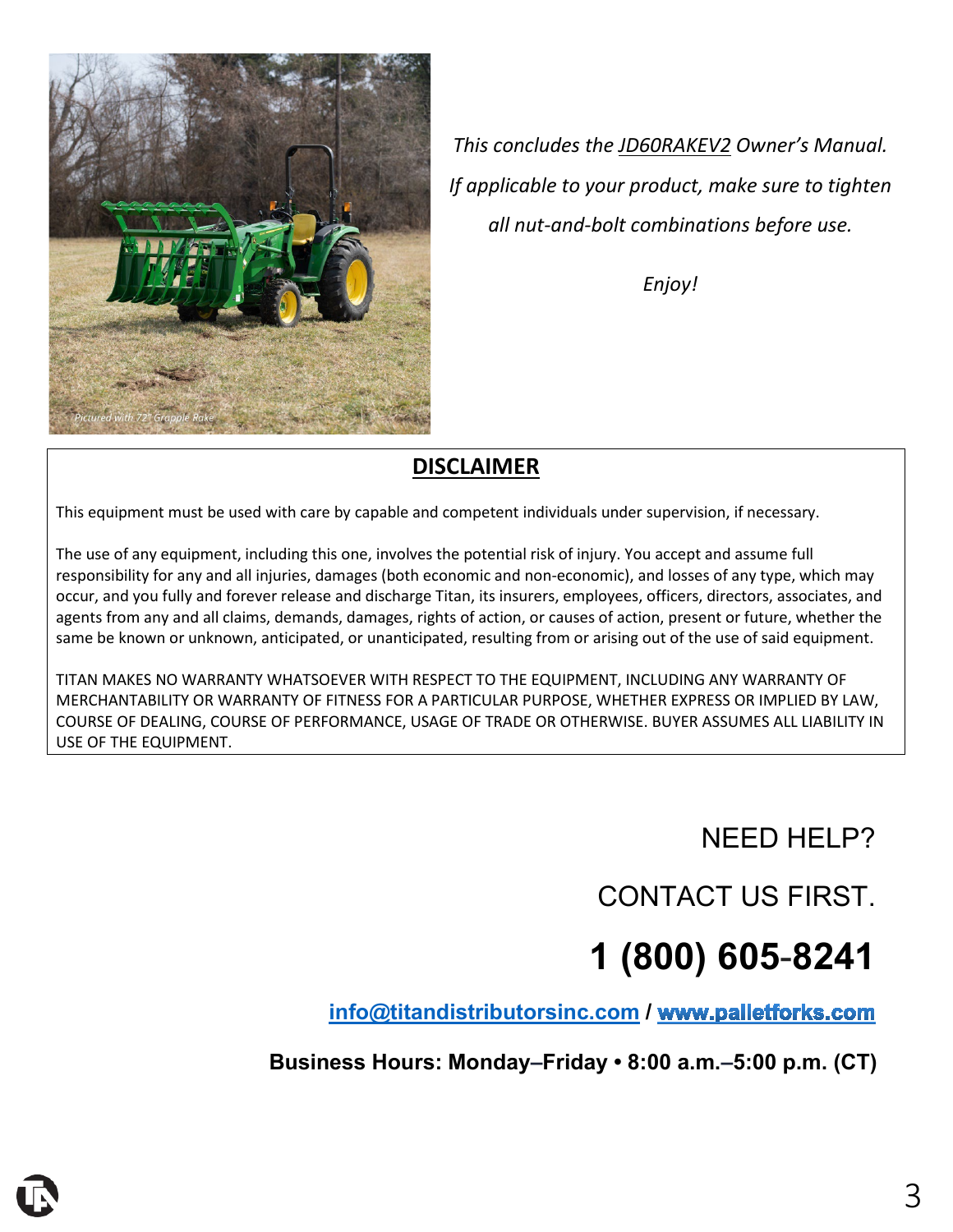*This concludes the JD60RAKEV2 Owner's Manual.*

*If applicable to your product, make sure to tighten all nut-and-bolt combinations before use.*

*Enjoy!*

Pictured with 72" Grapple Rake

## DISCLAIMER

This equipment must be used with care by capable and competent individuals under supervision, if necessary.

The use of any equipment, including this one, involves the potential risk of injury. You accept and assume full responsibility for any and all injuries, damages (both economic and non-economic), and losses of any type, which may occur, and you fully and forever release and discharge Titan, its insurers, employees, officers, directors, associates, and agents from any and all claims, demands, damages, rights of action, or causes of action, present or future, whether the same be known or unknown, anticipated, or unanticipated, resulting from or arising out of the use of said equipment.

TITAN MAKES NO WARRANTY WHATSOEVER WITH RESPECT TO THE EQUIPMENT, INCLUDING ANY WARRANTY OF MERCHANTABILITY OR WARRANTY OF FITNESS FOR A PARTICULAR PURPOSE, WHETHER EXPRESS OR IMPLIED BY LAW, COURSE OF DEALING, COURSE OF PERFORMANCE, USAGE OF TRADE OR OTHERWISE. BUYER ASSUMES ALL LIABILITY IN USE OF THE EQUIPMENT.

NEED HELP?

CONTACT US FIRST.

**1 (800) 605-8241**

**info@titandistributorsinc.com / www.palletforks.com**

**Business Hours: Monday–Friday • 8:00 a.m.–5:00 p.m. (CT)**